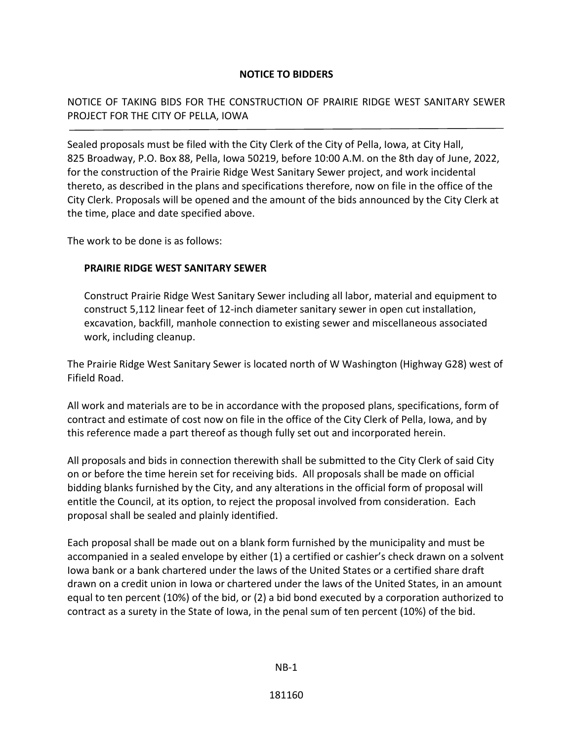# NOTICE TO BIDDERS

## NOTICE OF TAKING BIDS FOR THE CONSTRUCTION OF PRAIRIE RIDGE WEST SANITARY SEWER PROJECT FOR THE CITY OF PELLA, IOWA

Sealed proposals must be filed with the City Clerk of the City of Pella, Iowa, at City Hall, 825 Broadway, P.O. Box 88, Pella, Iowa 50219, before 10:00 A.M. on the 8th day of June, 2022, for the construction of the Prairie Ridge West Sanitary Sewer project, and work incidental thereto, as described in the plans and specifications therefore, now on file in the office of the City Clerk. Proposals will be opened and the amount of the bids announced by the City Clerk at the time, place and date specified above.

The work to be done is as follows:

**PRAIRIE RIDGE WEST SANITARY SEWER**

Construct Prairie Ridge West Sanitary Sewer including all labor, material and equipment to construct 5,112 linear feet of 12-inch diameter sanitary sewer in open cut installation, excavation, backfill, manhole connection to existing sewer and miscellaneous associated work, including cleanup.

The Prairie Ridge West Sanitary Sewer is located north of W Washington (Highway G28) west of Fifield Road.

All work and materials are to be in accordance with the proposed plans, specifications, form of contract and estimate of cost now on file in the office of the City Clerk of Pella, Iowa, and by this reference made a part thereof as though fully set out and incorporated herein.

All proposals and bids in connection therewith shall be submitted to the City Clerk of said City on or before the time herein set for receiving bids. All proposals shall be made on official bidding blanks furnished by the City, and any alterations in the official form of proposal will entitle the Council, at its option, to reject the proposal involved from consideration. Each proposal shall be sealed and plainly identified.

Each proposal shall be made out on a blank form furnished by the municipality and must be accompanied in a sealed envelope by either (1) a certified or cashier's check drawn on a solvent Iowa bank or a bank chartered under the laws of the United States or a certified share draft drawn on a credit union in Iowa or chartered under the laws of the United States, in an amount equal to ten percent (10%) of the bid, or (2) a bid bond executed by a corporation authorized to contract as a surety in the State of Iowa, in the penal sum of ten percent (10%) of the bid.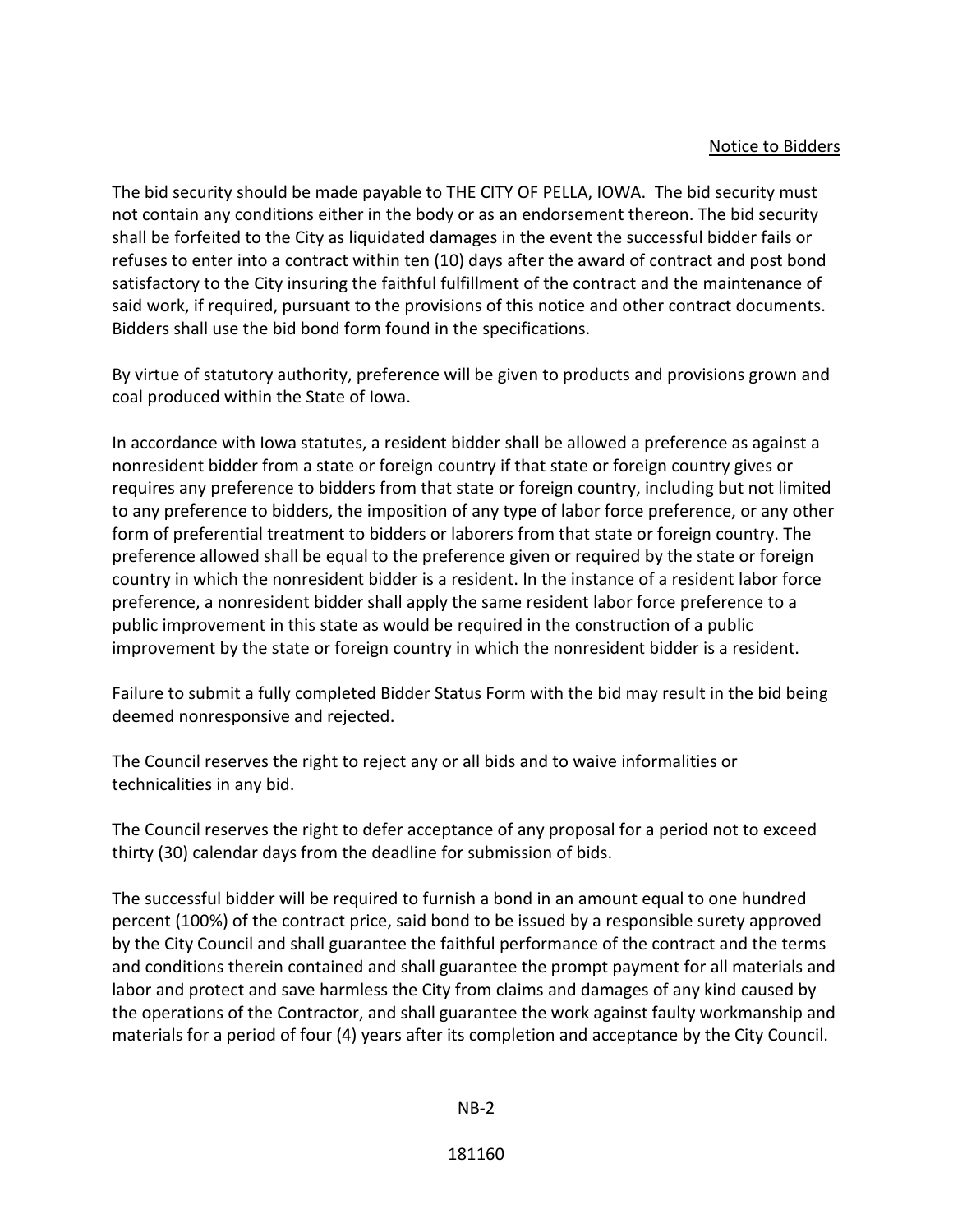The bid security should be made payable to THE CITY OF PELLA, IOWA. The bid security must not contain any conditions either in the body or as an endorsement thereon. The bid security shall be forfeited to the City as liquidated damages in the event the successful bidder fails or refuses to enter into a contract within ten (10) days after the award of contract and post bond satisfactory to the City insuring the faithful fulfillment of the contract and the maintenance of said work, if required, pursuant to the provisions of this notice and other contract documents. Bidders shall use the bid bond form found in the specifications.

By virtue of statutory authority, preference will be given to products and provisions grown and coal produced within the State of Iowa.

In accordance with Iowa statutes, a resident bidder shall be allowed a preference as against a nonresident bidder from a state or foreign country if that state or foreign country gives or requires any preference to bidders from that state or foreign country, including but not limited to any preference to bidders, the imposition of any type of labor force preference, or any other form of preferential treatment to bidders or laborers from that state or foreign country. The preference allowed shall be equal to the preference given or required by the state or foreign country in which the nonresident bidder is a resident. In the instance of a resident labor force preference, a nonresident bidder shall apply the same resident labor force preference to a public improvement in this state as would be required in the construction of a public improvement by the state or foreign country in which the nonresident bidder is a resident.

Failure to submit a fully completed Bidder Status Form with the bid may result in the bid being deemed nonresponsive and rejected.

The Council reserves the right to reject any or all bids and to waive informalities or technicalities in any bid.

The Council reserves the right to defer acceptance of any proposal for a period not to exceed thirty (30) calendar days from the deadline for submission of bids.

The successful bidder will be required to furnish a bond in an amount equal to one hundred percent (100%) of the contract price, said bond to be issued by a responsible surety approved by the City Council and shall guarantee the faithful performance of the contract and the terms and conditions therein contained and shall guarantee the prompt payment for all materials and labor and protect and save harmless the City from claims and damages of any kind caused by the operations of the Contractor, and shall guarantee the work against faulty workmanship and materials for a period of four (4) years after its completion and acceptance by the City Council.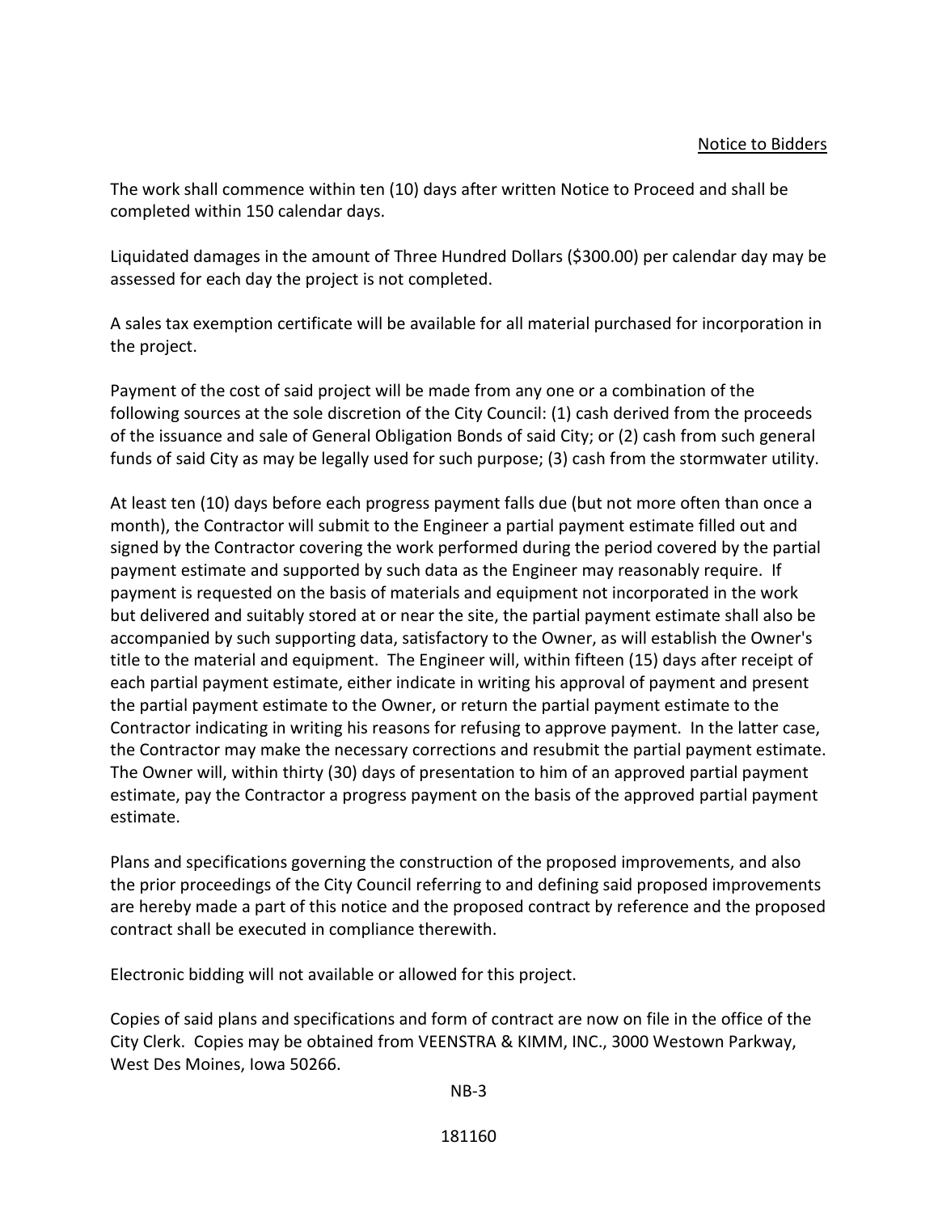The work shall commence within ten (10) days after written Notice to Proceed and shall be completed within 150 calendar days.

Liquidated damages in the amount of Three Hundred Dollars ($300.00) per calendar day may be assessed for each day the project is not completed.

A sales tax exemption certificate will be available for all material purchased for incorporation in the project.

Payment of the cost of said project will be made from any one or a combination of the following sources at the sole discretion of the City Council: (1) cash derived from the proceeds of the issuance and sale of General Obligation Bonds of said City; or (2) cash from such general funds of said City as may be legally used for such purpose; (3) cash from the stormwater utility.

At least ten (10) days before each progress payment falls due (but not more often than once a month), the Contractor will submit to the Engineer a partial payment estimate filled out and signed by the Contractor covering the work performed during the period covered by the partial payment estimate and supported by such data as the Engineer may reasonably require. If payment is requested on the basis of materials and equipment not incorporated in the work but delivered and suitably stored at or near the site, the partial payment estimate shall also be accompanied by such supporting data, satisfactory to the Owner, as will establish the Owner's title to the material and equipment. The Engineer will, within fifteen (15) days after receipt of each partial payment estimate, either indicate in writing his approval of payment and present the partial payment estimate to the Owner, or return the partial payment estimate to the Contractor indicating in writing his reasons for refusing to approve payment. In the latter case, the Contractor may make the necessary corrections and resubmit the partial payment estimate. The Owner will, within thirty (30) days of presentation to him of an approved partial payment estimate, pay the Contractor a progress payment on the basis of the approved partial payment estimate.

Plans and specifications governing the construction of the proposed improvements, and also the prior proceedings of the City Council referring to and defining said proposed improvements are hereby made a part of this notice and the proposed contract by reference and the proposed contract shall be executed in compliance therewith.

Electronic bidding will not available or allowed for this project.

Copies of said plans and specifications and form of contract are now on file in the office of the City Clerk. Copies may be obtained from VEENSTRA & KIMM, INC., 3000 Westown Parkway, West Des Moines, Iowa 50266.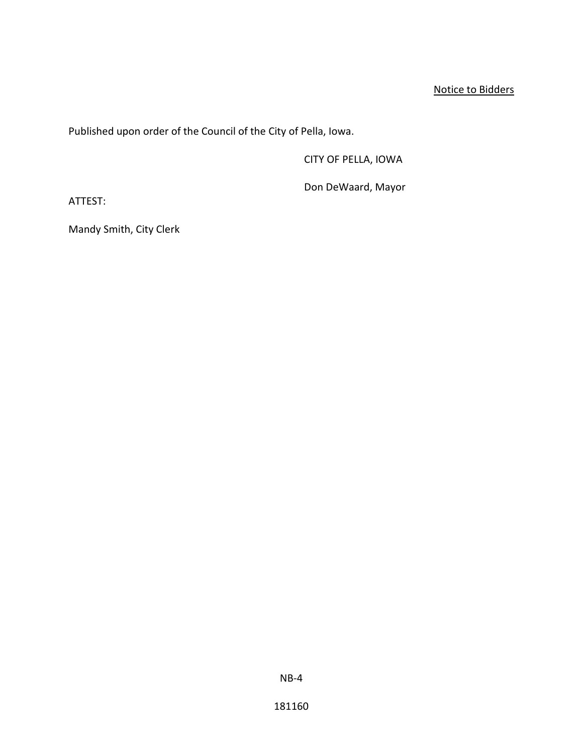Published upon order of the Council of the City of Pella, Iowa.

CITY OF PELLA, IOWA

Don DeWaard, Mayor

ATTEST:

Mandy Smith, City Clerk